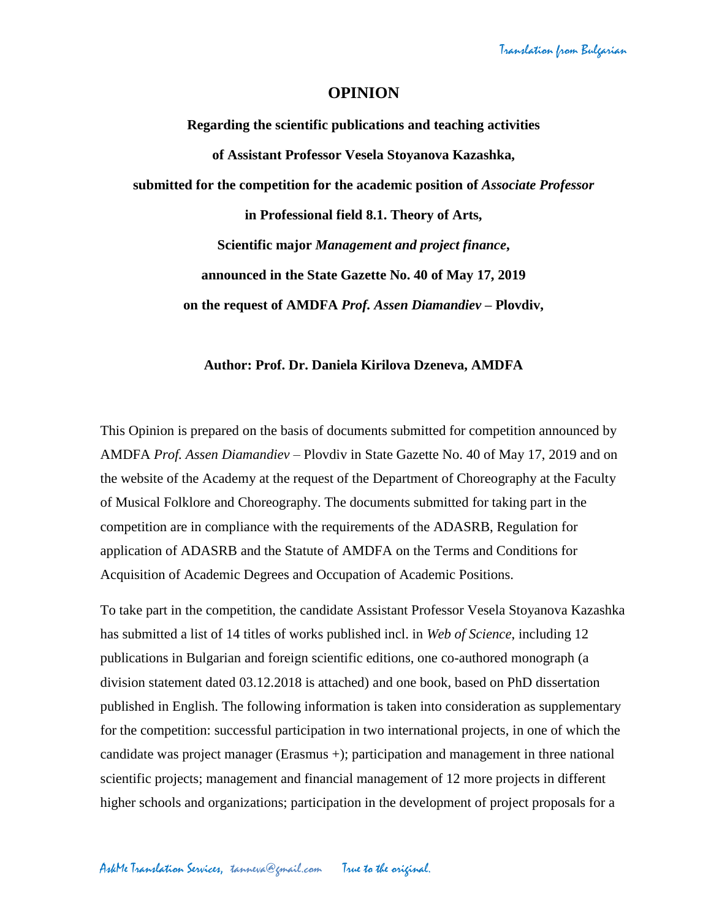Translation from Bulgarian

# OPINION

**Regarding the scientific publications and teaching activities**

**of Assistant Professor Vesela Stoyanova Kazashka,**

**submitted for the competition for the academic position of *Associate Professor***

**in Professional field 8.1. Theory of Arts,**

**Scientific major *Management and project finance*,**

**announced in the State Gazette No. 40 of May 17, 2019**

**on the request of AMDFA *Prof. Assen Diamandiev* – Plovdiv,**

**Author: Prof. Dr. Daniela Kirilova Dzeneva, AMDFA**

This Opinion is prepared on the basis of documents submitted for competition announced by AMDFA *Prof. Assen Diamandiev* – Plovdiv in State Gazette No. 40 of May 17, 2019 and on the website of the Academy at the request of the Department of Choreography at the Faculty of Musical Folklore and Choreography. The documents submitted for taking part in the competition are in compliance with the requirements of the ADASRB, Regulation for application of ADASRB and the Statute of AMDFA on the Terms and Conditions for Acquisition of Academic Degrees and Occupation of Academic Positions.

To take part in the competition, the candidate Assistant Professor Vesela Stoyanova Kazashka has submitted a list of 14 titles of works published incl. in *Web of Science*, including 12 publications in Bulgarian and foreign scientific editions, one co-authored monograph (a division statement dated 03.12.2018 is attached) and one book, based on PhD dissertation published in English. The following information is taken into consideration as supplementary for the competition: successful participation in two international projects, in one of which the candidate was project manager (Erasmus +); participation and management in three national scientific projects; management and financial management of 12 more projects in different higher schools and organizations; participation in the development of project proposals for a

AskMe Translation Services, tanneva@gmail.com True to the original.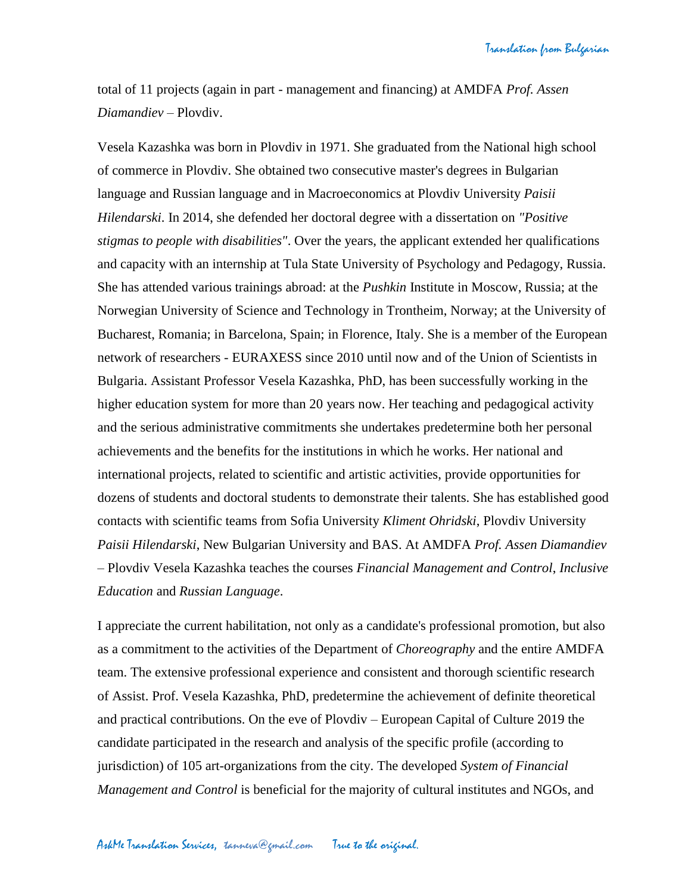total of 11 projects (again in part - management and financing) at AMDFA *Prof. Assen Diamandiev* – Plovdiv.

Vesela Kazashka was born in Plovdiv in 1971. She graduated from the National high school of commerce in Plovdiv. She obtained two consecutive master's degrees in Bulgarian language and Russian language and in Macroeconomics at Plovdiv University *Paisii Hilendarski*. In 2014, she defended her doctoral degree with a dissertation on *"Positive stigmas to people with disabilities"*. Over the years, the applicant extended her qualifications and capacity with an internship at Tula State University of Psychology and Pedagogy, Russia. She has attended various trainings abroad: at the *Pushkin* Institute in Moscow, Russia; at the Norwegian University of Science and Technology in Trontheim, Norway; at the University of Bucharest, Romania; in Barcelona, Spain; in Florence, Italy. She is a member of the European network of researchers - EURAXESS since 2010 until now and of the Union of Scientists in Bulgaria. Assistant Professor Vesela Kazashka, PhD, has been successfully working in the higher education system for more than 20 years now. Her teaching and pedagogical activity and the serious administrative commitments she undertakes predetermine both her personal achievements and the benefits for the institutions in which he works. Her national and international projects, related to scientific and artistic activities, provide opportunities for dozens of students and doctoral students to demonstrate their talents. She has established good contacts with scientific teams from Sofia University *Kliment Ohridski*, Plovdiv University *Paisii Hilendarski*, New Bulgarian University and BAS. At AMDFA *Prof. Assen Diamandiev* – Plovdiv Vesela Kazashka teaches the courses *Financial Management and Control*, *Inclusive Education* and *Russian Language*.

I appreciate the current habilitation, not only as a candidate's professional promotion, but also as a commitment to the activities of the Department of *Choreography* and the entire AMDFA team. The extensive professional experience and consistent and thorough scientific research of Assist. Prof. Vesela Kazashka, PhD, predetermine the achievement of definite theoretical and practical contributions. On the eve of Plovdiv – European Capital of Culture 2019 the candidate participated in the research and analysis of the specific profile (according to jurisdiction) of 105 art-organizations from the city. The developed *System of Financial Management and Control* is beneficial for the majority of cultural institutes and NGOs, and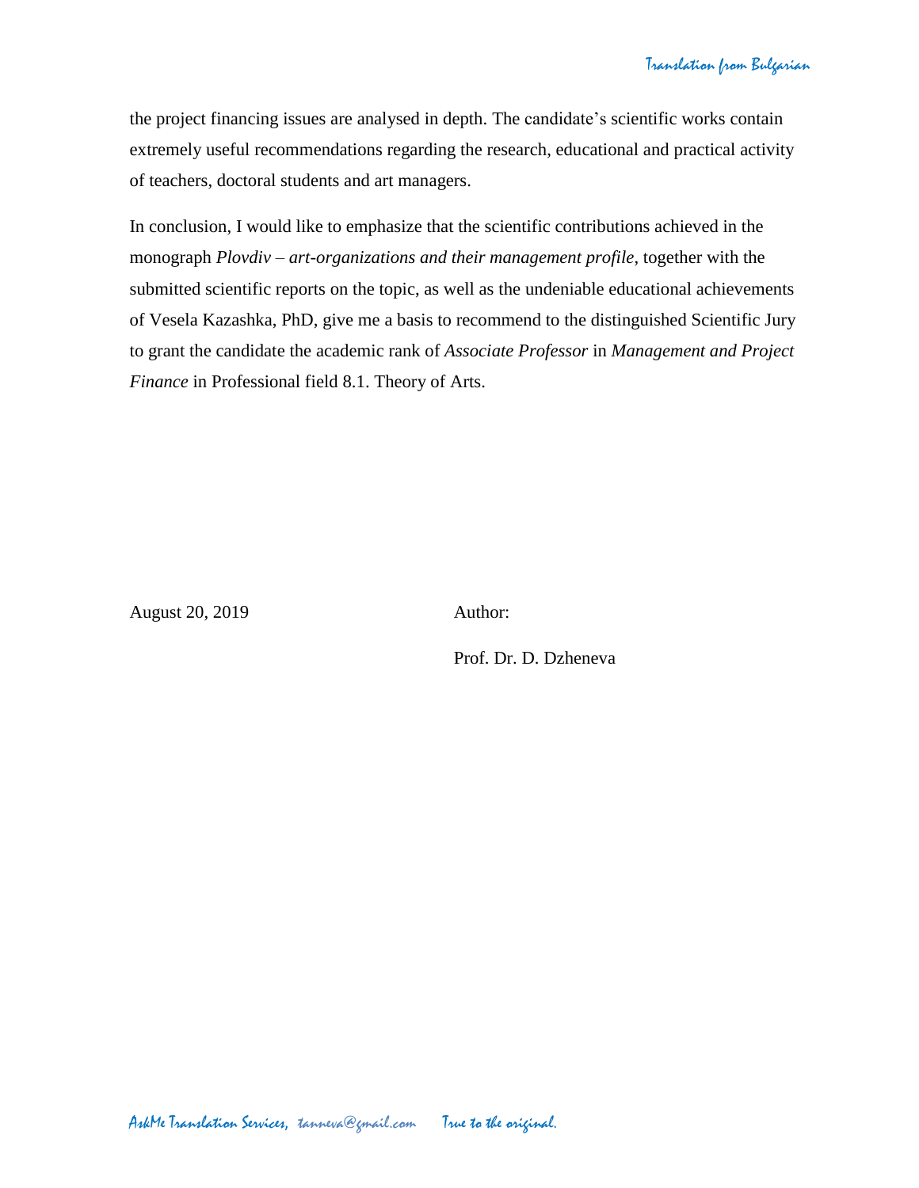the project financing issues are analysed in depth. The candidate's scientific works contain extremely useful recommendations regarding the research, educational and practical activity of teachers, doctoral students and art managers.

In conclusion, I would like to emphasize that the scientific contributions achieved in the monograph *Plovdiv – art-organizations and their management profile*, together with the submitted scientific reports on the topic, as well as the undeniable educational achievements of Vesela Kazashka, PhD, give me a basis to recommend to the distinguished Scientific Jury to grant the candidate the academic rank of *Associate Professor* in *Management and Project Finance* in Professional field 8.1. Theory of Arts.

August 20, 2019

Author:

Prof. Dr. D. Dzheneva